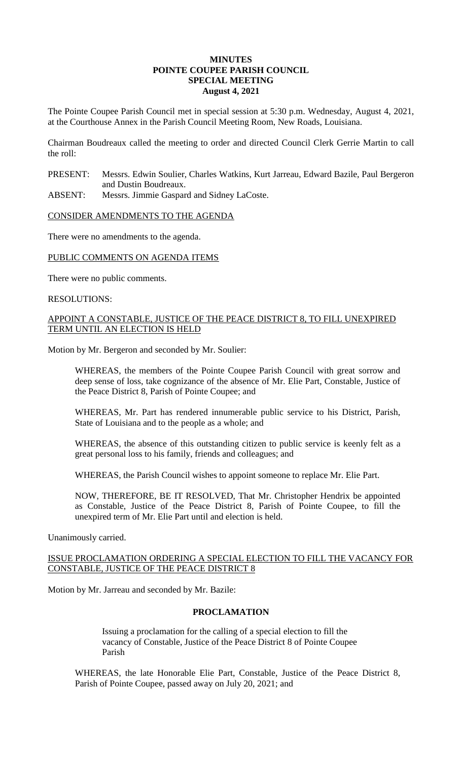**MINUTES**
**POINTE COUPEE PARISH COUNCIL**
**SPECIAL MEETING**
**August 4, 2021**

The Pointe Coupee Parish Council met in special session at 5:30 p.m. Wednesday, August 4, 2021, at the Courthouse Annex in the Parish Council Meeting Room, New Roads, Louisiana.

Chairman Boudreaux called the meeting to order and directed Council Clerk Gerrie Martin to call the roll:

PRESENT: Messrs. Edwin Soulier, Charles Watkins, Kurt Jarreau, Edward Bazile, Paul Bergeron and Dustin Boudreaux.
ABSENT: Messrs. Jimmie Gaspard and Sidney LaCoste.

CONSIDER AMENDMENTS TO THE AGENDA

There were no amendments to the agenda.

PUBLIC COMMENTS ON AGENDA ITEMS

There were no public comments.

RESOLUTIONS:

APPOINT A CONSTABLE, JUSTICE OF THE PEACE DISTRICT 8, TO FILL UNEXPIRED TERM UNTIL AN ELECTION IS HELD

Motion by Mr. Bergeron and seconded by Mr. Soulier:

> WHEREAS, the members of the Pointe Coupee Parish Council with great sorrow and deep sense of loss, take cognizance of the absence of Mr. Elie Part, Constable, Justice of the Peace District 8, Parish of Pointe Coupee; and
>
> WHEREAS, Mr. Part has rendered innumerable public service to his District, Parish, State of Louisiana and to the people as a whole; and
>
> WHEREAS, the absence of this outstanding citizen to public service is keenly felt as a great personal loss to his family, friends and colleagues; and
>
> WHEREAS, the Parish Council wishes to appoint someone to replace Mr. Elie Part.
>
> NOW, THEREFORE, BE IT RESOLVED, That Mr. Christopher Hendrix be appointed as Constable, Justice of the Peace District 8, Parish of Pointe Coupee, to fill the unexpired term of Mr. Elie Part until and election is held.

Unanimously carried.

ISSUE PROCLAMATION ORDERING A SPECIAL ELECTION TO FILL THE VACANCY FOR CONSTABLE, JUSTICE OF THE PEACE DISTRICT 8

Motion by Mr. Jarreau and seconded by Mr. Bazile:

**PROCLAMATION**

> Issuing a proclamation for the calling of a special election to fill the vacancy of Constable, Justice of the Peace District 8 of Pointe Coupee Parish
>
> WHEREAS, the late Honorable Elie Part, Constable, Justice of the Peace District 8, Parish of Pointe Coupee, passed away on July 20, 2021; and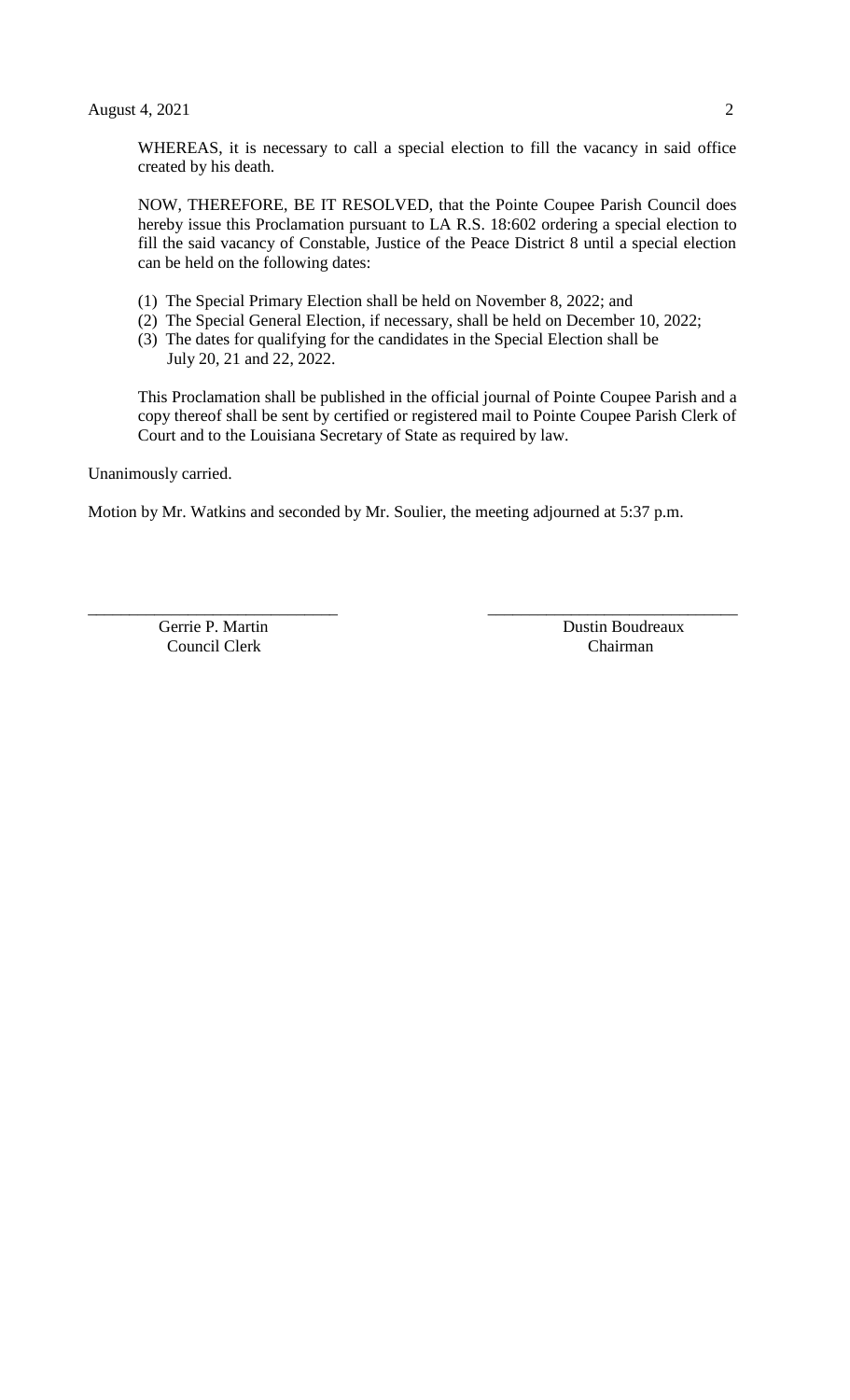WHEREAS, it is necessary to call a special election to fill the vacancy in said office created by his death.

NOW, THEREFORE, BE IT RESOLVED, that the Pointe Coupee Parish Council does hereby issue this Proclamation pursuant to LA R.S. 18:602 ordering a special election to fill the said vacancy of Constable, Justice of the Peace District 8 until a special election can be held on the following dates:

(1) The Special Primary Election shall be held on November 8, 2022; and
(2) The Special General Election, if necessary, shall be held on December 10, 2022;
(3) The dates for qualifying for the candidates in the Special Election shall be July 20, 21 and 22, 2022.

This Proclamation shall be published in the official journal of Pointe Coupee Parish and a copy thereof shall be sent by certified or registered mail to Pointe Coupee Parish Clerk of Court and to the Louisiana Secretary of State as required by law.

Unanimously carried.

Motion by Mr. Watkins and seconded by Mr. Soulier, the meeting adjourned at 5:37 p.m.

\_\_\_\_\_\_\_\_\_\_\_\_\_\_\_\_\_\_\_\_\_\_\_\_\_\_\_\_\_\_
Gerrie P. Martin
Council Clerk

\_\_\_\_\_\_\_\_\_\_\_\_\_\_\_\_\_\_\_\_\_\_\_\_\_\_\_\_\_\_
Dustin Boudreaux
Chairman